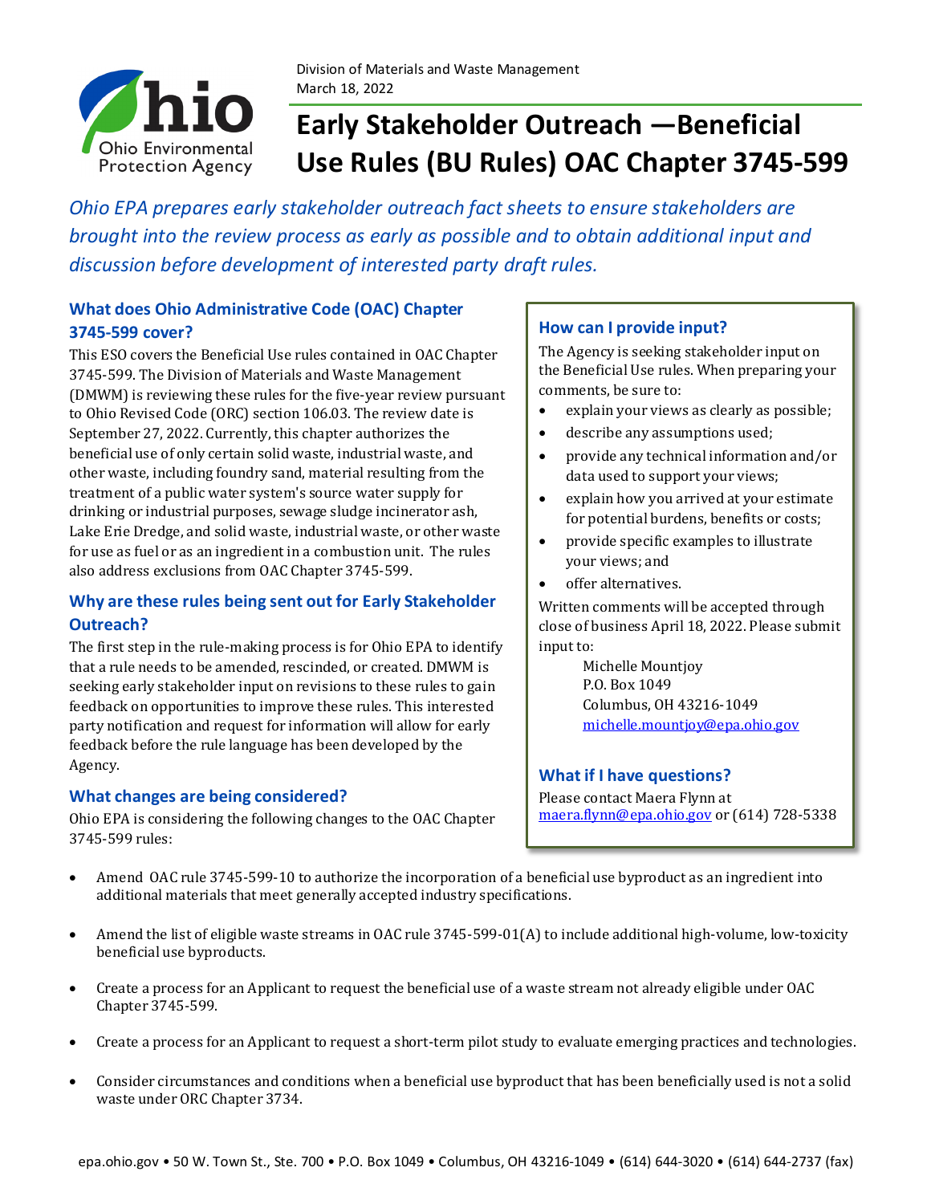Division of Materials and Waste Management
March 18, 2022

# Early Stakeholder Outreach —Beneficial Use Rules (BU Rules) OAC Chapter 3745-599

*Ohio EPA prepares early stakeholder outreach fact sheets to ensure stakeholders are brought into the review process as early as possible and to obtain additional input and discussion before development of interested party draft rules.*

## What does Ohio Administrative Code (OAC) Chapter 3745-599 cover?

This ESO covers the Beneficial Use rules contained in OAC Chapter 3745-599. The Division of Materials and Waste Management (DMWM) is reviewing these rules for the five-year review pursuant to Ohio Revised Code (ORC) section 106.03. The review date is September 27, 2022. Currently, this chapter authorizes the beneficial use of only certain solid waste, industrial waste, and other waste, including foundry sand, material resulting from the treatment of a public water system's source water supply for drinking or industrial purposes, sewage sludge incinerator ash, Lake Erie Dredge, and solid waste, industrial waste, or other waste for use as fuel or as an ingredient in a combustion unit. The rules also address exclusions from OAC Chapter 3745-599.

## Why are these rules being sent out for Early Stakeholder Outreach?

The first step in the rule-making process is for Ohio EPA to identify that a rule needs to be amended, rescinded, or created. DMWM is seeking early stakeholder input on revisions to these rules to gain feedback on opportunities to improve these rules. This interested party notification and request for information will allow for early feedback before the rule language has been developed by the Agency.

## What changes are being considered?

Ohio EPA is considering the following changes to the OAC Chapter 3745-599 rules:

- Amend OAC rule 3745-599-10 to authorize the incorporation of a beneficial use byproduct as an ingredient into additional materials that meet generally accepted industry specifications.
- Amend the list of eligible waste streams in OAC rule 3745-599-01(A) to include additional high-volume, low-toxicity beneficial use byproducts.
- Create a process for an Applicant to request the beneficial use of a waste stream not already eligible under OAC Chapter 3745-599.
- Create a process for an Applicant to request a short-term pilot study to evaluate emerging practices and technologies.
- Consider circumstances and conditions when a beneficial use byproduct that has been beneficially used is not a solid waste under ORC Chapter 3734.

## How can I provide input?

The Agency is seeking stakeholder input on the Beneficial Use rules. When preparing your comments, be sure to:

- explain your views as clearly as possible;
- describe any assumptions used;
- provide any technical information and/or data used to support your views;
- explain how you arrived at your estimate for potential burdens, benefits or costs;
- provide specific examples to illustrate your views; and
- offer alternatives.

Written comments will be accepted through close of business April 18, 2022. Please submit input to:

Michelle Mountjoy
P.O. Box 1049
Columbus, OH 43216-1049
michelle.mountjoy@epa.ohio.gov

## What if I have questions?

Please contact Maera Flynn at maera.flynn@epa.ohio.gov or (614) 728-5338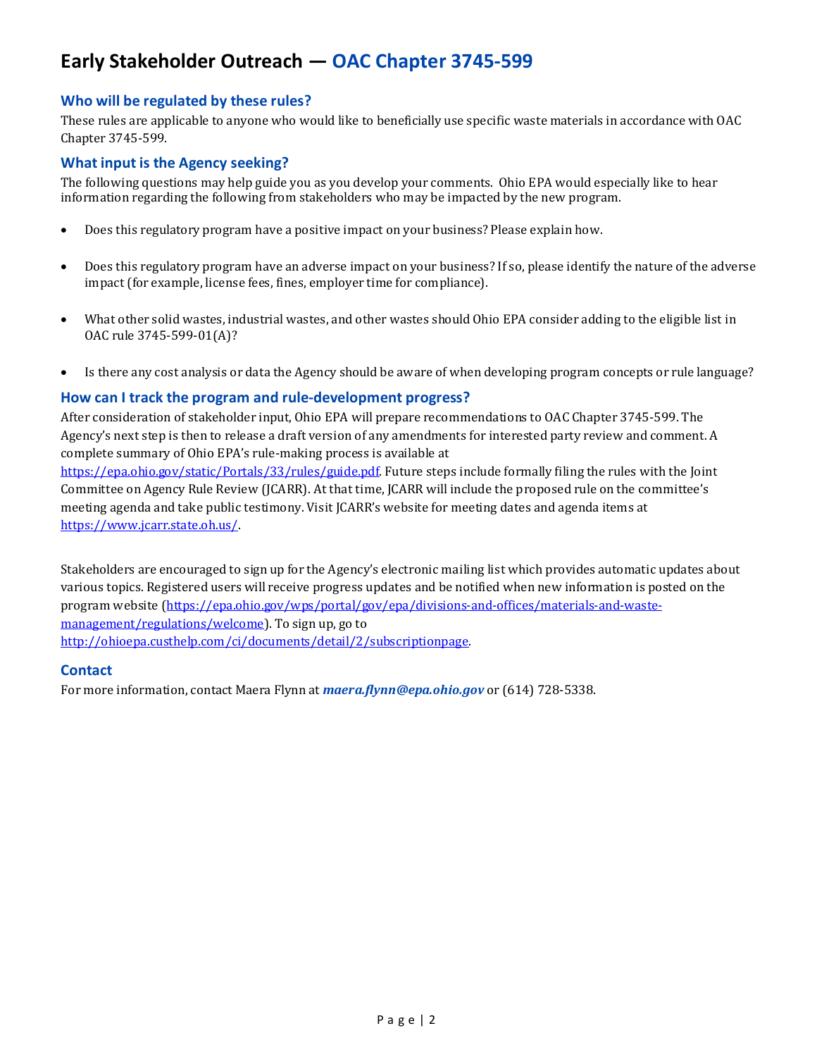# Early Stakeholder Outreach — OAC Chapter 3745-599

## Who will be regulated by these rules?

These rules are applicable to anyone who would like to beneficially use specific waste materials in accordance with OAC Chapter 3745-599.

## What input is the Agency seeking?

The following questions may help guide you as you develop your comments. Ohio EPA would especially like to hear information regarding the following from stakeholders who may be impacted by the new program.

- Does this regulatory program have a positive impact on your business? Please explain how.
- Does this regulatory program have an adverse impact on your business? If so, please identify the nature of the adverse impact (for example, license fees, fines, employer time for compliance).
- What other solid wastes, industrial wastes, and other wastes should Ohio EPA consider adding to the eligible list in OAC rule 3745-599-01(A)?
- Is there any cost analysis or data the Agency should be aware of when developing program concepts or rule language?

## How can I track the program and rule-development progress?

After consideration of stakeholder input, Ohio EPA will prepare recommendations to OAC Chapter 3745-599. The Agency's next step is then to release a draft version of any amendments for interested party review and comment. A complete summary of Ohio EPA's rule-making process is available at https://epa.ohio.gov/static/Portals/33/rules/guide.pdf. Future steps include formally filing the rules with the Joint Committee on Agency Rule Review (JCARR). At that time, JCARR will include the proposed rule on the committee's meeting agenda and take public testimony. Visit JCARR's website for meeting dates and agenda items at https://www.jcarr.state.oh.us/.

Stakeholders are encouraged to sign up for the Agency's electronic mailing list which provides automatic updates about various topics. Registered users will receive progress updates and be notified when new information is posted on the program website (https://epa.ohio.gov/wps/portal/gov/epa/divisions-and-offices/materials-and-waste-management/regulations/welcome). To sign up, go to http://ohioepa.custhelp.com/ci/documents/detail/2/subscriptionpage.

## Contact

For more information, contact Maera Flynn at ***maera.flynn@epa.ohio.gov*** or (614) 728-5338.